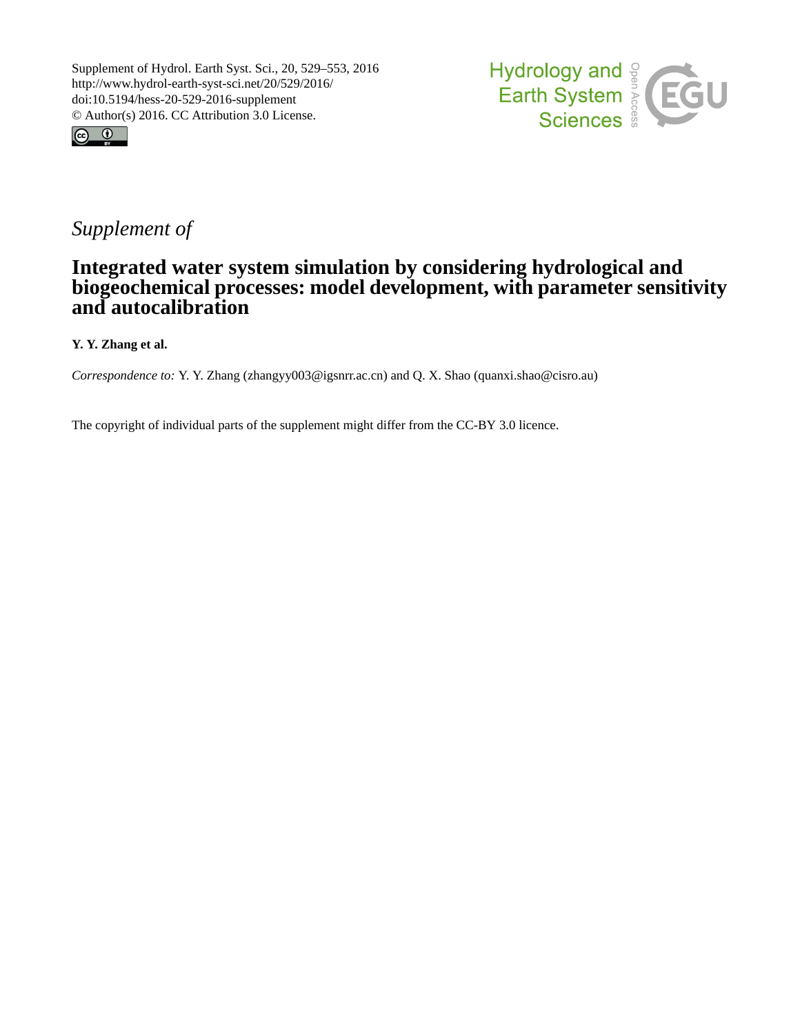Supplement of Hydrol. Earth Syst. Sci., 20, 529–553, 2016
http://www.hydrol-earth-syst-sci.net/20/529/2016/
doi:10.5194/hess-20-529-2016-supplement
© Author(s) 2016. CC Attribution 3.0 License.

*Supplement of*

# Integrated water system simulation by considering hydrological and biogeochemical processes: model development, with parameter sensitivity and autocalibration

**Y. Y. Zhang et al.**

*Correspondence to:* Y. Y. Zhang (zhangyy003@igsnrr.ac.cn) and Q. X. Shao (quanxi.shao@cisro.au)

The copyright of individual parts of the supplement might differ from the CC-BY 3.0 licence.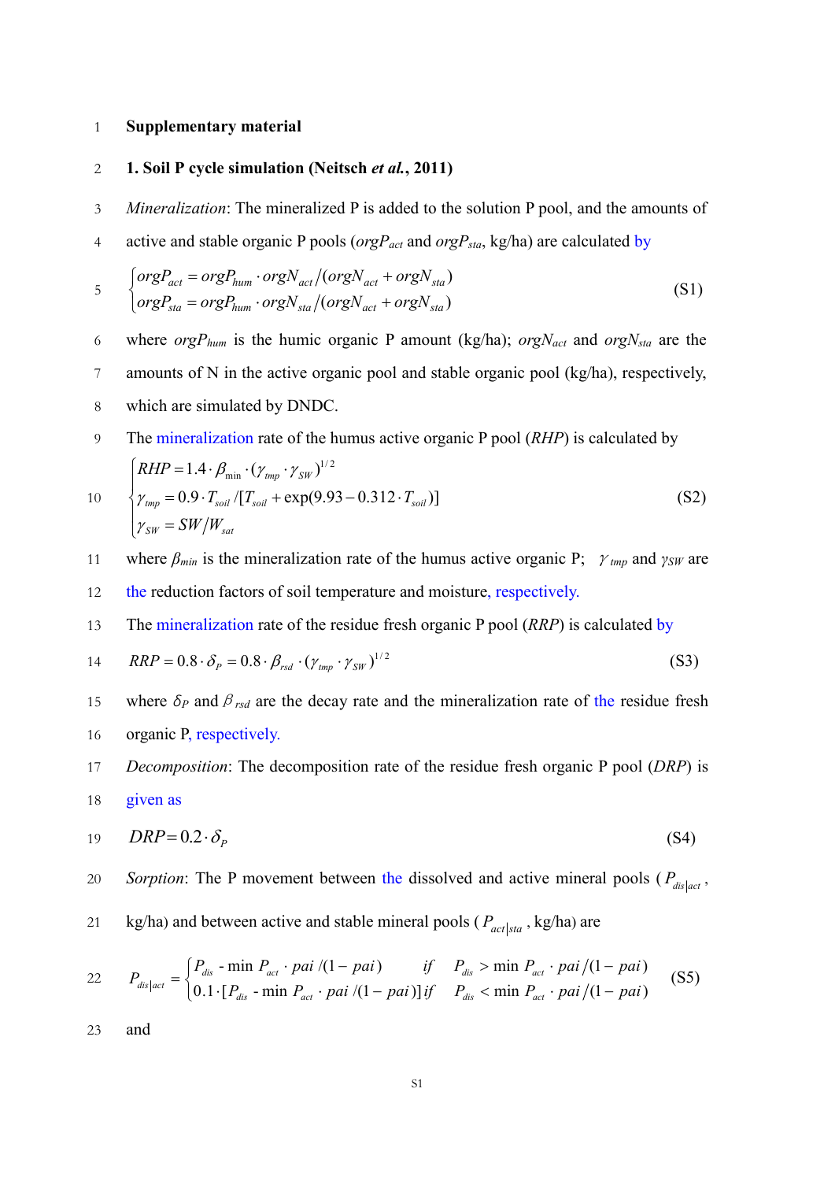# Supplementary material

## 1. Soil P cycle simulation (Neitsch *et al.*, 2011)

*Mineralization*: The mineralized P is added to the solution P pool, and the amounts of active and stable organic P pools ($orgP_{act}$ and $orgP_{sta}$, kg/ha) are calculated by

$$\begin{cases} orgP_{act} = orgP_{hum} \cdot orgN_{act} / (orgN_{act} + orgN_{sta}) \\ orgP_{sta} = orgP_{hum} \cdot orgN_{sta} / (orgN_{act} + orgN_{sta}) \end{cases} \tag{S1}$$

where $orgP_{hum}$ is the humic organic P amount (kg/ha); $orgN_{act}$ and $orgN_{sta}$ are the amounts of N in the active organic pool and stable organic pool (kg/ha), respectively, which are simulated by DNDC.

The mineralization rate of the humus active organic P pool ($RHP$) is calculated by

$$\begin{cases} RHP = 1.4 \cdot \beta_{\min} \cdot (\gamma_{tmp} \cdot \gamma_{SW})^{1/2} \\ \gamma_{tmp} = 0.9 \cdot T_{soil} / [T_{soil} + \exp(9.93 - 0.312 \cdot T_{soil})] \\ \gamma_{SW} = SW / W_{sat} \end{cases} \tag{S2}$$

where $\beta_{min}$ is the mineralization rate of the humus active organic P; $\gamma_{tmp}$ and $\gamma_{SW}$ are the reduction factors of soil temperature and moisture, respectively.

The mineralization rate of the residue fresh organic P pool ($RRP$) is calculated by

$$RRP = 0.8 \cdot \delta_P = 0.8 \cdot \beta_{rsd} \cdot (\gamma_{tmp} \cdot \gamma_{SW})^{1/2} \tag{S3}$$

where $\delta_P$ and $\beta_{rsd}$ are the decay rate and the mineralization rate of the residue fresh organic P, respectively.

*Decomposition*: The decomposition rate of the residue fresh organic P pool ($DRP$) is given as

$$DRP = 0.2 \cdot \delta_P \tag{S4}$$

*Sorption*: The P movement between the dissolved and active mineral pools ($P_{dis|act}$, kg/ha) and between active and stable mineral pools ($P_{act|sta}$, kg/ha) are

$$P_{dis|act} = \begin{cases} P_{dis} - \min P_{act} \cdot pai / (1 - pai) & if \quad P_{dis} > \min P_{act} \cdot pai / (1 - pai) \\ 0.1 \cdot [P_{dis} - \min P_{act} \cdot pai / (1 - pai)] \, if & P_{dis} < \min P_{act} \cdot pai / (1 - pai) \end{cases} \tag{S5}$$

and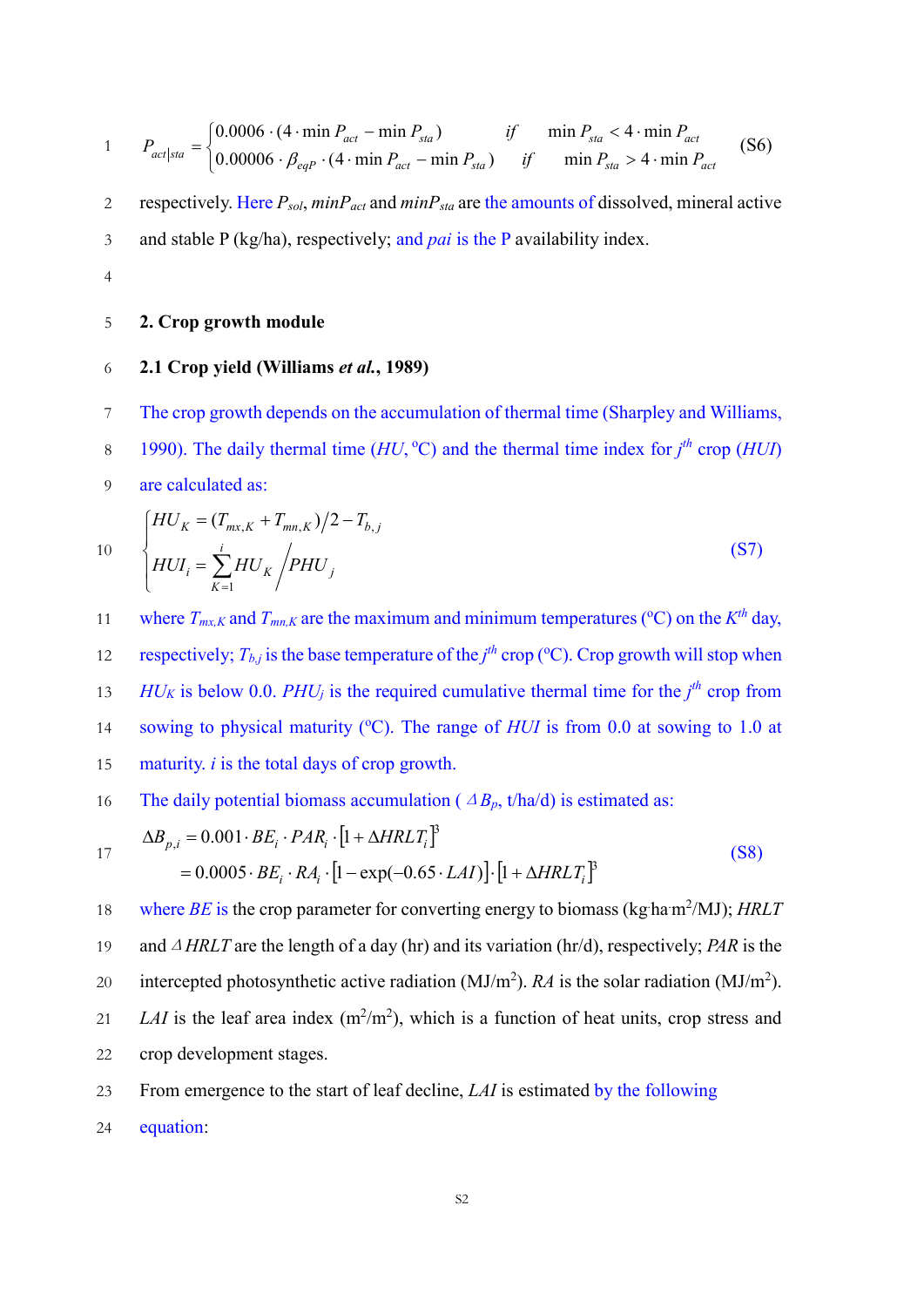$$P_{act|sta} = \begin{cases} 0.0006 \cdot (4 \cdot \min P_{act} - \min P_{sta}) & if \quad \min P_{sta} < 4 \cdot \min P_{act} \\ 0.00006 \cdot \beta_{eqP} \cdot (4 \cdot \min P_{act} - \min P_{sta}) & if \quad \min P_{sta} > 4 \cdot \min P_{act} \end{cases} \tag{S6}$$

respectively. Here $P_{sol}$, $minP_{act}$ and $minP_{sta}$ are the amounts of dissolved, mineral active and stable P (kg/ha), respectively; and *pai* is the P availability index.

## 2. Crop growth module

### 2.1 Crop yield (Williams *et al.*, 1989)

The crop growth depends on the accumulation of thermal time (Sharpley and Williams, 1990). The daily thermal time ($HU$, ºC) and the thermal time index for $j^{th}$ crop ($HUI$) are calculated as:

$$\begin{cases} HU_K = (T_{mx,K} + T_{mn,K})/2 - T_{b,j} \\ HUI_i = \sum_{K=1}^{i} HU_K \Big/ PHU_j \end{cases} \tag{S7}$$

where $T_{mx,K}$ and $T_{mn,K}$ are the maximum and minimum temperatures (ºC) on the $K^{th}$ day, respectively; $T_{b,j}$ is the base temperature of the $j^{th}$ crop (ºC). Crop growth will stop when $HU_K$ is below 0.0. $PHU_j$ is the required cumulative thermal time for the $j^{th}$ crop from sowing to physical maturity (ºC). The range of $HUI$ is from 0.0 at sowing to 1.0 at maturity. $i$ is the total days of crop growth.

The daily potential biomass accumulation ( $\Delta B_p$, t/ha/d) is estimated as:

$$\begin{aligned} \Delta B_{p,i} &= 0.001 \cdot BE_i \cdot PAR_i \cdot [1 + \Delta HRLT_i]^3 \\ &= 0.0005 \cdot BE_i \cdot RA_i \cdot [1 - \exp(-0.65 \cdot LAI)] \cdot [1 + \Delta HRLT_i]^3 \end{aligned} \tag{S8}$$

where $BE$ is the crop parameter for converting energy to biomass (kg·ha·m$^2$/MJ); $HRLT$ and $\Delta HRLT$ are the length of a day (hr) and its variation (hr/d), respectively; $PAR$ is the intercepted photosynthetic active radiation (MJ/m$^2$). $RA$ is the solar radiation (MJ/m$^2$). $LAI$ is the leaf area index (m$^2$/m$^2$), which is a function of heat units, crop stress and crop development stages.

From emergence to the start of leaf decline, $LAI$ is estimated by the following equation: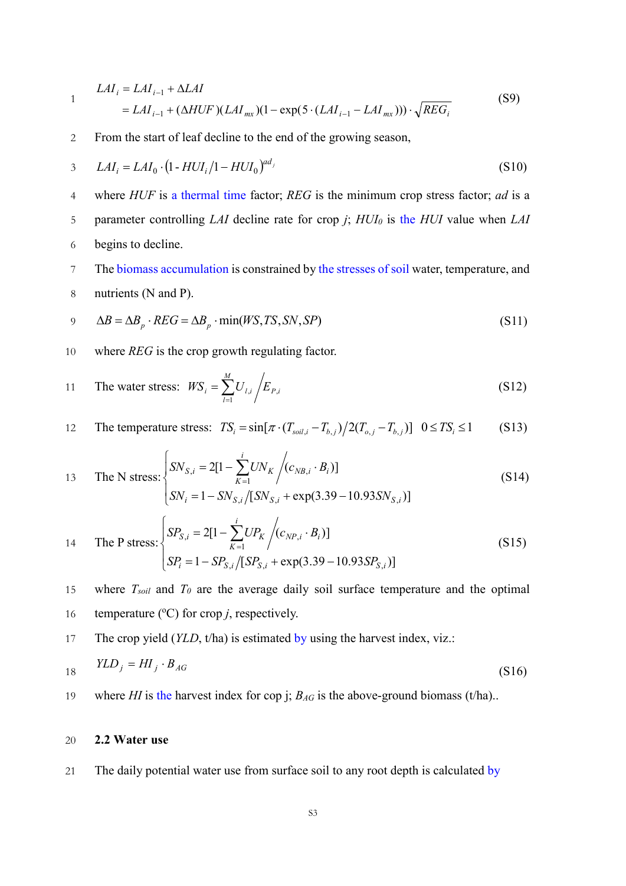$$LAI_i = LAI_{i-1} + \Delta LAI$$
$$= LAI_{i-1} + (\Delta HUF)(LAI_{mx})(1 - \exp(5 \cdot (LAI_{i-1} - LAI_{mx}))) \cdot \sqrt{REG_i} \tag{S9}$$

From the start of leaf decline to the end of the growing season,

$$LAI_i = LAI_0 \cdot \left(1 \text{-} HUI_i / 1 - HUI_0\right)^{ad_j} \tag{S10}$$

where $HUF$ is a thermal time factor; $REG$ is the minimum crop stress factor; $ad$ is a parameter controlling $LAI$ decline rate for crop $j$; $HUI_0$ is the $HUI$ value when $LAI$ begins to decline.

The biomass accumulation is constrained by the stresses of soil water, temperature, and nutrients (N and P).

$$\Delta B = \Delta B_p \cdot REG = \Delta B_p \cdot \min(WS, TS, SN, SP) \tag{S11}$$

where $REG$ is the crop growth regulating factor.

The water stress: $$WS_i = \sum_{l=1}^{M} U_{l,i} \Big/ E_{P,i} \tag{S12}$$

The temperature stress: $$TS_i = \sin[\pi \cdot (T_{soil,i} - T_{b,j}) / 2(T_{o,j} - T_{b,j})] \quad 0 \le TS_i \le 1 \tag{S13}$$

The N stress: $$\begin{cases} SN_{S,i} = 2[1 - \sum_{K=1}^{i} UN_K \Big/ (c_{NB,i} \cdot B_i)] \\ SN_i = 1 - SN_{S,i} / [SN_{S,i} + \exp(3.39 - 10.93 SN_{S,i})] \end{cases} \tag{S14}$$

The P stress: $$\begin{cases} SP_{S,i} = 2[1 - \sum_{K=1}^{i} UP_K \Big/ (c_{NP,i} \cdot B_i)] \\ SP_i = 1 - SP_{S,i} / [SP_{S,i} + \exp(3.39 - 10.93 SP_{S,i})] \end{cases} \tag{S15}$$

where $T_{soil}$ and $T_0$ are the average daily soil surface temperature and the optimal temperature (°C) for crop $j$, respectively.

The crop yield ($YLD$, t/ha) is estimated by using the harvest index, viz.:

$$YLD_j = HI_j \cdot B_{AG} \tag{S16}$$

where $HI$ is the harvest index for cop j; $B_{AG}$ is the above-ground biomass (t/ha)..

## 2.2 Water use

The daily potential water use from surface soil to any root depth is calculated by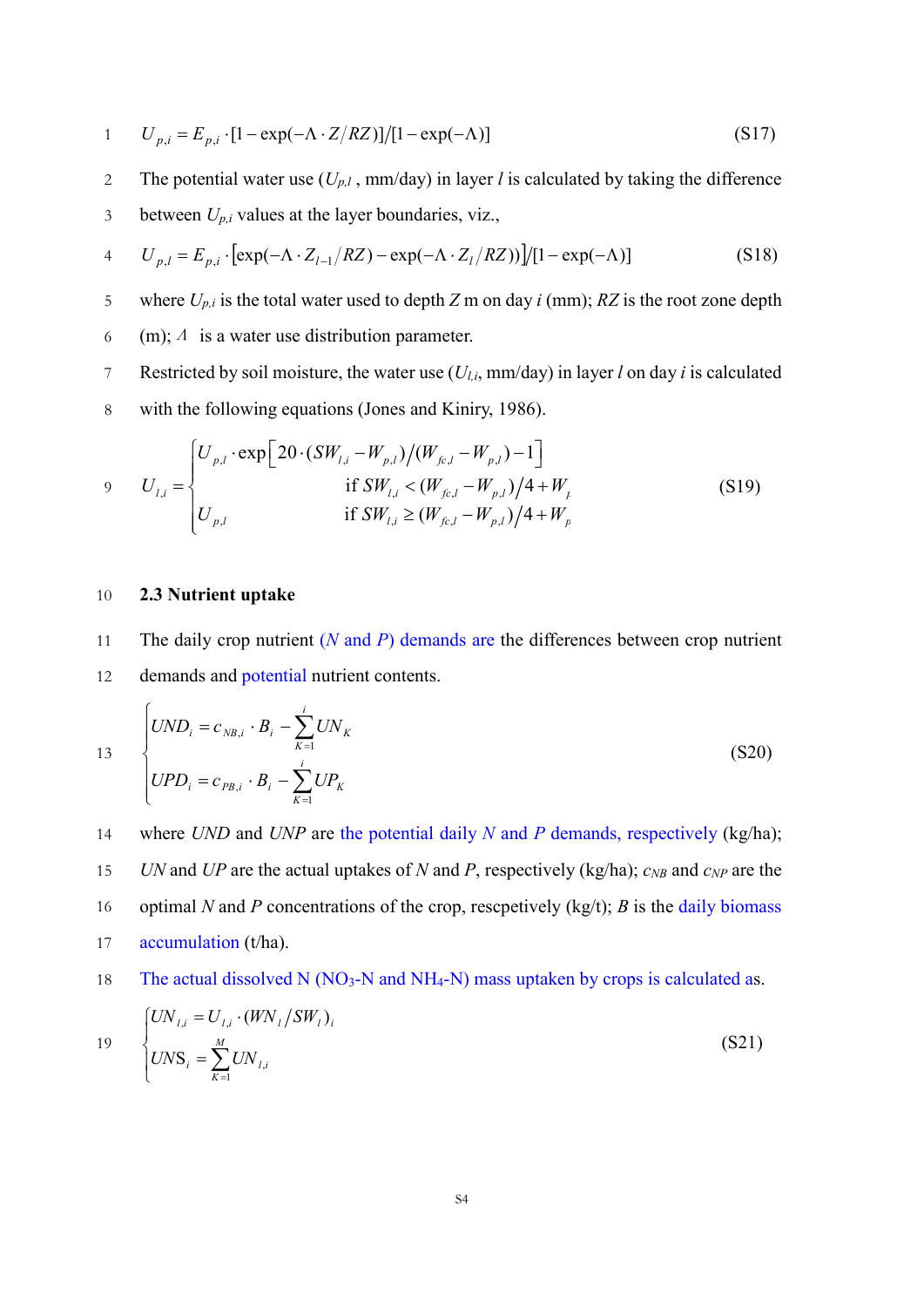$$U_{p,i} = E_{p,i} \cdot [1 - \exp(-\Lambda \cdot Z/RZ)]/[1 - \exp(-\Lambda)] \tag{S17}$$

The potential water use ($U_{p,l}$ , mm/day) in layer $l$ is calculated by taking the difference between $U_{p,i}$ values at the layer boundaries, viz.,

$$U_{p,l} = E_{p,i} \cdot \left[\exp(-\Lambda \cdot Z_{l-1}/RZ) - \exp(-\Lambda \cdot Z_l/RZ)\right]/[1 - \exp(-\Lambda)] \tag{S18}$$

where $U_{p,i}$ is the total water used to depth $Z$ m on day $i$ (mm); $RZ$ is the root zone depth (m); $\Lambda$ is a water use distribution parameter.

Restricted by soil moisture, the water use ($U_{l,i}$, mm/day) in layer $l$ on day $i$ is calculated with the following equations (Jones and Kiniry, 1986).

$$U_{l,i} = \begin{cases} U_{p,l} \cdot \exp\left[20 \cdot (SW_{l,i} - W_{p,l})/(W_{fc,l} - W_{p,l}) - 1\right] & \text{if } SW_{l,i} < (W_{fc,l} - W_{p,l})/4 + W_p \\ U_{p,l} & \text{if } SW_{l,i} \geq (W_{fc,l} - W_{p,l})/4 + W_p \end{cases} \tag{S19}$$

## 2.3 Nutrient uptake

The daily crop nutrient ($N$ and $P$) demands are the differences between crop nutrient demands and potential nutrient contents.

$$\begin{cases} UND_i = c_{NB,i} \cdot B_i - \sum_{K=1}^{i} UN_K \\ UPD_i = c_{PB,i} \cdot B_i - \sum_{K=1}^{i} UP_K \end{cases} \tag{S20}$$

where $UND$ and $UNP$ are the potential daily $N$ and $P$ demands, respectively (kg/ha); $UN$ and $UP$ are the actual uptakes of $N$ and $P$, respectively (kg/ha); $c_{NB}$ and $c_{NP}$ are the optimal $N$ and $P$ concentrations of the crop, rescpetively (kg/t); $B$ is the daily biomass accumulation (t/ha).

The actual dissolved N ($NO_3$-N and $NH_4$-N) mass uptaken by crops is calculated as.

$$\begin{cases} UN_{l,i} = U_{l,i} \cdot (WN_l/SW_l)_i \\ UNS_i = \sum_{K=1}^{M} UN_{l,i} \end{cases} \tag{S21}$$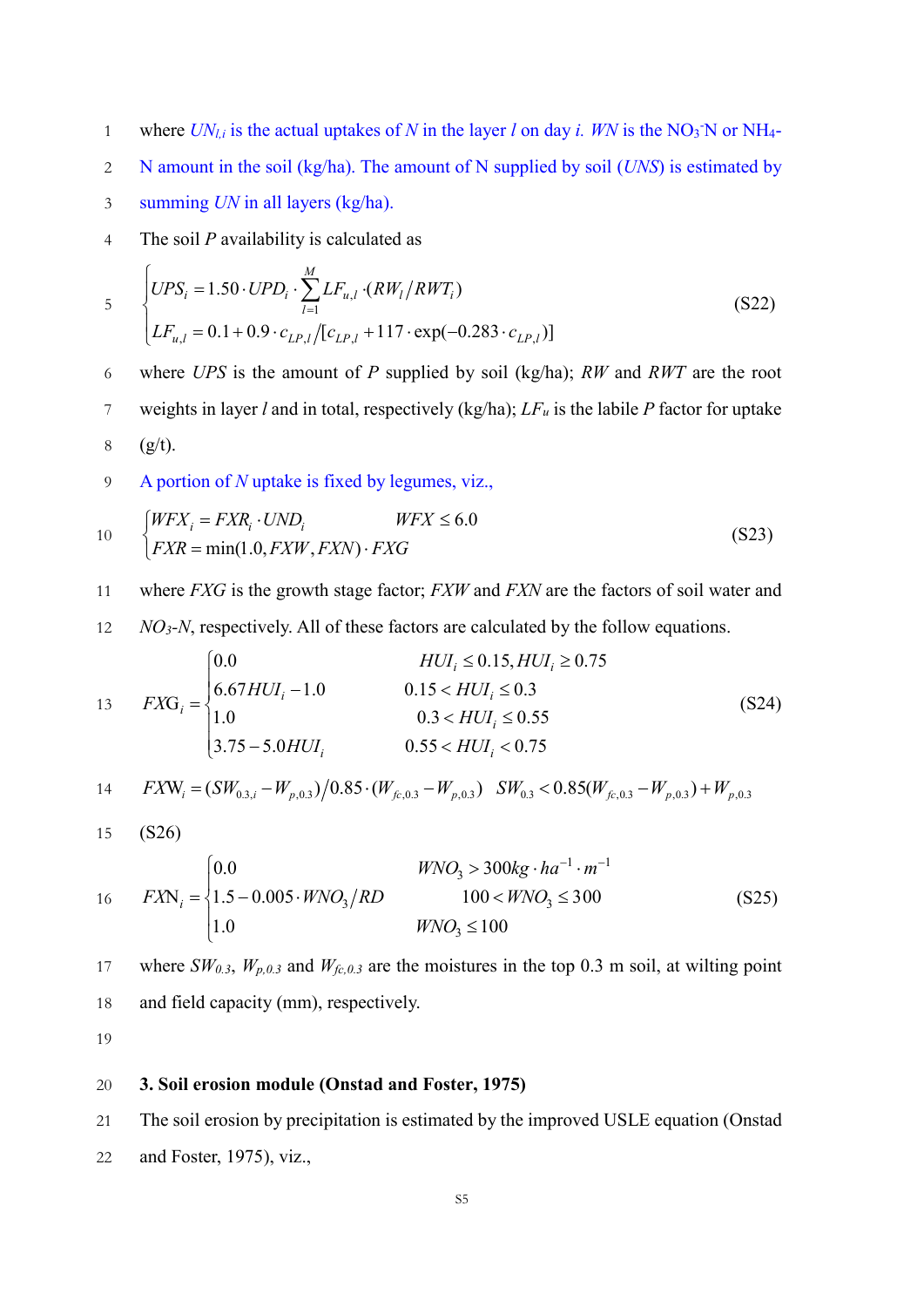where $UN_{l,i}$ is the actual uptakes of $N$ in the layer $l$ on day $i$. $WN$ is the $NO_3^-$N or $NH_4$-N amount in the soil (kg/ha). The amount of N supplied by soil ($UNS$) is estimated by summing $UN$ in all layers (kg/ha).

The soil $P$ availability is calculated as

$$\begin{cases} UPS_i = 1.50 \cdot UPD_i \cdot \sum_{l=1}^{M} LF_{u,l} \cdot (RW_l / RWT_i) \\ LF_{u,l} = 0.1 + 0.9 \cdot c_{LP,l} / [c_{LP,l} + 117 \cdot \exp(-0.283 \cdot c_{LP,l})] \end{cases} \tag{S22}$$

where $UPS$ is the amount of $P$ supplied by soil (kg/ha); $RW$ and $RWT$ are the root weights in layer $l$ and in total, respectively (kg/ha); $LF_u$ is the labile $P$ factor for uptake (g/t).

A portion of $N$ uptake is fixed by legumes, viz.,

$$\begin{cases} WFX_i = FXR_i \cdot UND_i \qquad WFX \le 6.0 \\ FXR = \min(1.0, FXW, FXN) \cdot FXG \end{cases} \tag{S23}$$

where $FXG$ is the growth stage factor; $FXW$ and $FXN$ are the factors of soil water and $NO_3$-$N$, respectively. All of these factors are calculated by the follow equations.

$$FXG_i = \begin{cases} 0.0 & HUI_i \le 0.15, HUI_i \ge 0.75 \\ 6.67 HUI_i - 1.0 & 0.15 < HUI_i \le 0.3 \\ 1.0 & 0.3 < HUI_i \le 0.55 \\ 3.75 - 5.0 HUI_i & 0.55 < HUI_i < 0.75 \end{cases} \tag{S24}$$

$$FXW_i = (SW_{0.3,i} - W_{p,0.3}) / 0.85 \cdot (W_{fc,0.3} - W_{p,0.3}) \quad SW_{0.3} < 0.85(W_{fc,0.3} - W_{p,0.3}) + W_{p,0.3}$$

(S26)

$$FXN_i = \begin{cases} 0.0 & WNO_3 > 300 kg \cdot ha^{-1} \cdot m^{-1} \\ 1.5 - 0.005 \cdot WNO_3 / RD & 100 < WNO_3 \le 300 \\ 1.0 & WNO_3 \le 100 \end{cases} \tag{S25}$$

where $SW_{0.3}$, $W_{p,0.3}$ and $W_{fc,0.3}$ are the moistures in the top 0.3 m soil, at wilting point and field capacity (mm), respectively.

## 3. Soil erosion module (Onstad and Foster, 1975)

The soil erosion by precipitation is estimated by the improved USLE equation (Onstad and Foster, 1975), viz.,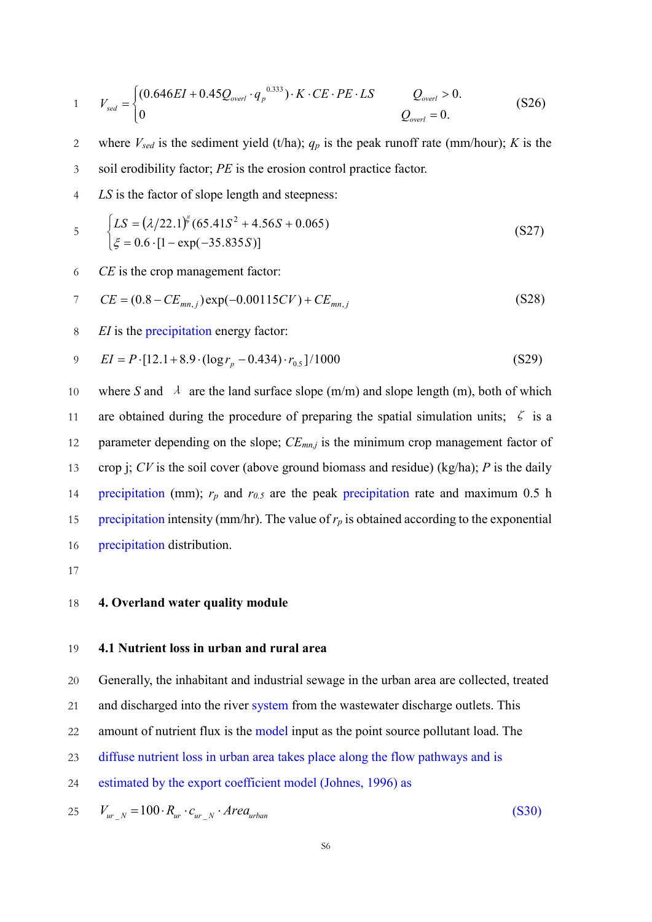$$V_{sed} = \begin{cases} (0.646EI + 0.45Q_{overl} \cdot q_p^{\ 0.333}) \cdot K \cdot CE \cdot PE \cdot LS & Q_{overl} > 0. \\ 0 & Q_{overl} = 0. \end{cases} \tag{S26}$$

where $V_{sed}$ is the sediment yield (t/ha); $q_p$ is the peak runoff rate (mm/hour); $K$ is the soil erodibility factor; $PE$ is the erosion control practice factor.

$LS$ is the factor of slope length and steepness:

$$\begin{cases} LS = (\lambda/22.1)^{\xi}(65.41S^2 + 4.56S + 0.065) \\ \xi = 0.6 \cdot [1 - \exp(-35.835S)] \end{cases} \tag{S27}$$

$CE$ is the crop management factor:

$$CE = (0.8 - CE_{mn,j})\exp(-0.00115CV) + CE_{mn,j} \tag{S28}$$

$EI$ is the precipitation energy factor:

$$EI = P \cdot [12.1 + 8.9 \cdot (\log r_p - 0.434) \cdot r_{0.5}]/1000 \tag{S29}$$

where $S$ and $\lambda$ are the land surface slope (m/m) and slope length (m), both of which are obtained during the procedure of preparing the spatial simulation units; $\xi$ is a parameter depending on the slope; $CE_{mn,j}$ is the minimum crop management factor of crop j; $CV$ is the soil cover (above ground biomass and residue) (kg/ha); $P$ is the daily precipitation (mm); $r_p$ and $r_{0.5}$ are the peak precipitation rate and maximum 0.5 h precipitation intensity (mm/hr). The value of $r_p$ is obtained according to the exponential precipitation distribution.

## 4. Overland water quality module

### 4.1 Nutrient loss in urban and rural area

Generally, the inhabitant and industrial sewage in the urban area are collected, treated and discharged into the river system from the wastewater discharge outlets. This amount of nutrient flux is the model input as the point source pollutant load. The diffuse nutrient loss in urban area takes place along the flow pathways and is estimated by the export coefficient model (Johnes, 1996) as

$$V_{ur\_N} = 100 \cdot R_{ur} \cdot c_{ur\_N} \cdot Area_{urban} \tag{S30}$$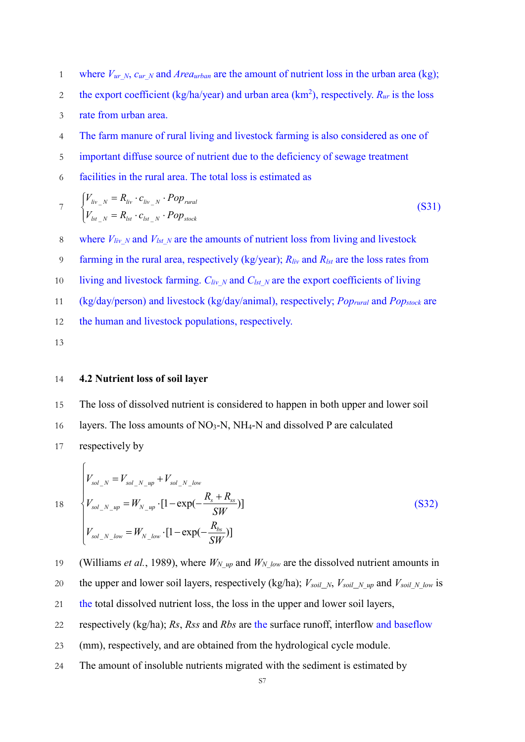where $V_{ur\_N}$, $c_{ur\_N}$ and $Area_{urban}$ are the amount of nutrient loss in the urban area (kg); the export coefficient (kg/ha/year) and urban area (km$^2$), respectively. $R_{ur}$ is the loss rate from urban area.

The farm manure of rural living and livestock farming is also considered as one of important diffuse source of nutrient due to the deficiency of sewage treatment facilities in the rural area. The total loss is estimated as

$$\begin{cases} V_{liv\_N} = R_{liv} \cdot c_{liv\_N} \cdot Pop_{rural} \\ V_{lst\_N} = R_{lst} \cdot c_{lst\_N} \cdot Pop_{stock} \end{cases} \tag{S31}$$

where $V_{liv\_N}$ and $V_{lst\_N}$ are the amounts of nutrient loss from living and livestock farming in the rural area, respectively (kg/year); $R_{liv}$ and $R_{lst}$ are the loss rates from living and livestock farming. $C_{liv\_N}$ and $C_{lst\_N}$ are the export coefficients of living (kg/day/person) and livestock (kg/day/animal), respectively; $Pop_{rural}$ and $Pop_{stock}$ are the human and livestock populations, respectively.

## 4.2 Nutrient loss of soil layer

The loss of dissolved nutrient is considered to happen in both upper and lower soil layers. The loss amounts of $NO_3$-N, $NH_4$-N and dissolved P are calculated respectively by

$$\begin{cases} V_{sol\_N} = V_{sol\_N\_up} + V_{sol\_N\_low} \\ V_{sol\_N\_up} = W_{N\_up} \cdot [1 - \exp(-\dfrac{R_s + R_{ss}}{SW})] \\ V_{sol\_N\_low} = W_{N\_low} \cdot [1 - \exp(-\dfrac{R_{bs}}{SW})] \end{cases} \tag{S32}$$

(Williams *et al.*, 1989), where $W_{N\_up}$ and $W_{N\_low}$ are the dissolved nutrient amounts in the upper and lower soil layers, respectively (kg/ha); $V_{soil\_N}$, $V_{soil\_N\_up}$ and $V_{soil\_N\_low}$ is the total dissolved nutrient loss, the loss in the upper and lower soil layers, respectively (kg/ha); $Rs$, $Rss$ and $Rbs$ are the surface runoff, interflow and baseflow (mm), respectively, and are obtained from the hydrological cycle module.

The amount of insoluble nutrients migrated with the sediment is estimated by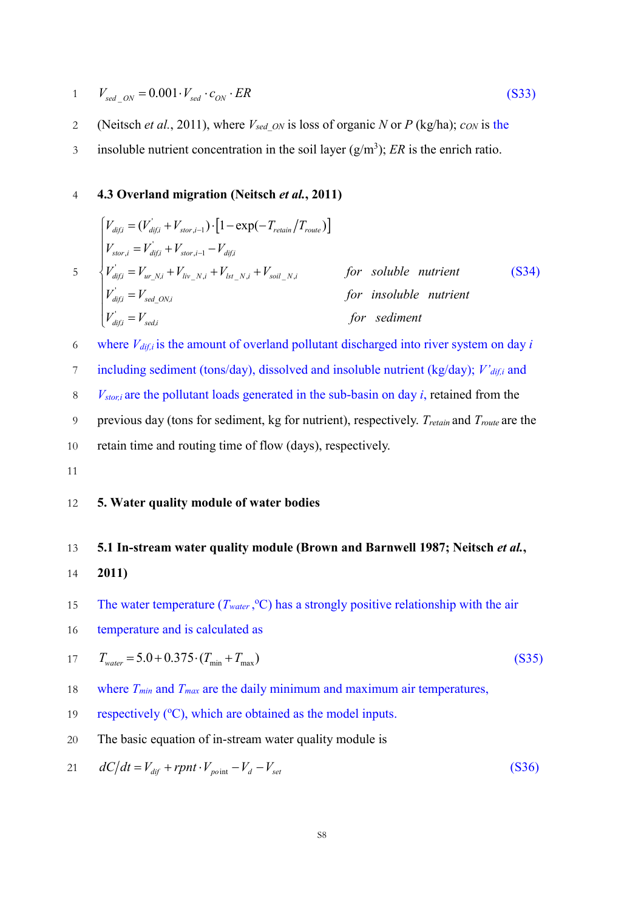$$V_{sed\_ON} = 0.001 \cdot V_{sed} \cdot c_{ON} \cdot ER \quad \text{(S33)}$$

(Neitsch *et al.*, 2011), where $V_{sed\_ON}$ is loss of organic *N* or *P* (kg/ha); $c_{ON}$ is the insoluble nutrient concentration in the soil layer (g/m$^3$); *ER* is the enrich ratio.

### 4.3 Overland migration (Neitsch *et al.*, 2011)

$$\begin{cases} V_{dif,i} = (V'_{dif,i} + V_{stor,i-1}) \cdot \left[1 - \exp(-T_{retain}/T_{route})\right] \\ V_{stor,i} = V'_{dif,i} + V_{stor,i-1} - V_{dif,i} \\ V'_{dif,i} = V_{ur\_N,i} + V_{liv\_N,i} + V_{lst\_N,i} + V_{soil\_N,i} & for \;\; soluble \;\; nutrient \\ V'_{dif,i} = V_{sed\_ON,i} & for \;\; insoluble \;\; nutrient \\ V'_{dif,i} = V_{sed,i} & for \;\; sediment \end{cases} \quad \text{(S34)}$$

where $V_{dif,i}$ is the amount of overland pollutant discharged into river system on day *i* including sediment (tons/day), dissolved and insoluble nutrient (kg/day); $V'_{dif,i}$ and $V_{stor,i}$ are the pollutant loads generated in the sub-basin on day *i*, retained from the previous day (tons for sediment, kg for nutrient), respectively. $T_{retain}$ and $T_{route}$ are the retain time and routing time of flow (days), respectively.

## 5. Water quality module of water bodies

### 5.1 In-stream water quality module (Brown and Barnwell 1987; Neitsch *et al.*, 2011)

The water temperature ($T_{water}$ ,°C) has a strongly positive relationship with the air temperature and is calculated as

$$T_{water} = 5.0 + 0.375 \cdot (T_{\min} + T_{\max}) \quad \text{(S35)}$$

where $T_{min}$ and $T_{max}$ are the daily minimum and maximum air temperatures, respectively (°C), which are obtained as the model inputs.

The basic equation of in-stream water quality module is

$$dC/dt = V_{dif} + rpnt \cdot V_{point} - V_d - V_{set} \quad \text{(S36)}$$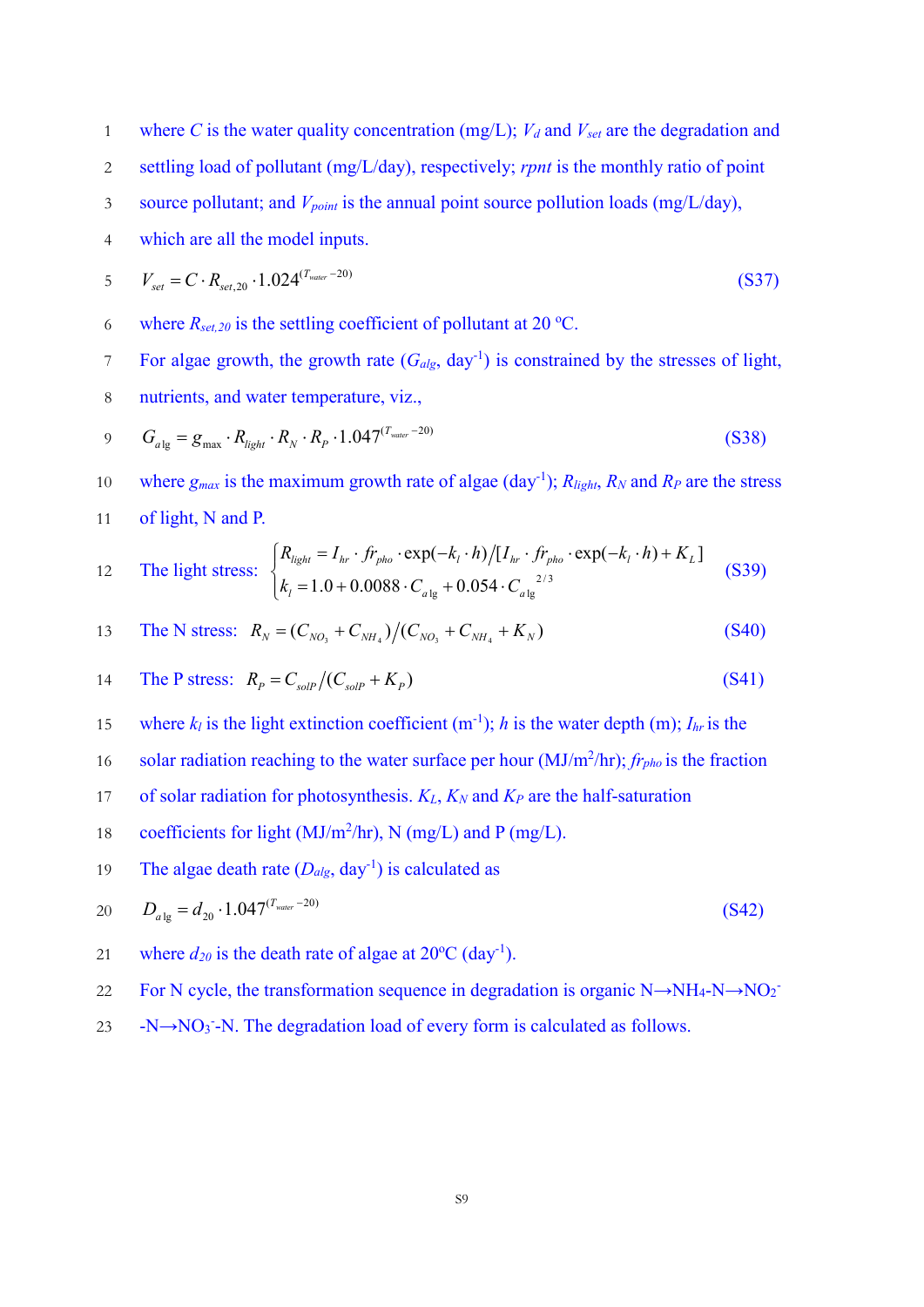where $C$ is the water quality concentration (mg/L); $V_d$ and $V_{set}$ are the degradation and settling load of pollutant (mg/L/day), respectively; $rpnt$ is the monthly ratio of point source pollutant; and $V_{point}$ is the annual point source pollution loads (mg/L/day), which are all the model inputs.

$$V_{set} = C \cdot R_{set,20} \cdot 1.024^{(T_{water}-20)} \tag{S37}$$

where $R_{set,20}$ is the settling coefficient of pollutant at 20 °C.

For algae growth, the growth rate ($G_{alg}$, day$^{-1}$) is constrained by the stresses of light, nutrients, and water temperature, viz.,

$$G_{alg} = g_{max} \cdot R_{light} \cdot R_N \cdot R_P \cdot 1.047^{(T_{water}-20)} \tag{S38}$$

where $g_{max}$ is the maximum growth rate of algae (day$^{-1}$); $R_{light}$, $R_N$ and $R_P$ are the stress of light, N and P.

The light stress:
$$\begin{cases} R_{light} = I_{hr} \cdot fr_{pho} \cdot \exp(-k_l \cdot h) / [I_{hr} \cdot fr_{pho} \cdot \exp(-k_l \cdot h) + K_L] \\ k_l = 1.0 + 0.0088 \cdot C_{alg} + 0.054 \cdot C_{alg}^{2/3} \end{cases} \tag{S39}$$

The N stress:
$$R_N = (C_{NO_3} + C_{NH_4}) / (C_{NO_3} + C_{NH_4} + K_N) \tag{S40}$$

The P stress:
$$R_P = C_{solP} / (C_{solP} + K_P) \tag{S41}$$

where $k_l$ is the light extinction coefficient (m$^{-1}$); $h$ is the water depth (m); $I_{hr}$ is the solar radiation reaching to the water surface per hour (MJ/m$^2$/hr); $fr_{pho}$ is the fraction of solar radiation for photosynthesis. $K_L$, $K_N$ and $K_P$ are the half-saturation coefficients for light (MJ/m$^2$/hr), N (mg/L) and P (mg/L).

The algae death rate ($D_{alg}$, day$^{-1}$) is calculated as

$$D_{alg} = d_{20} \cdot 1.047^{(T_{water}-20)} \tag{S42}$$

where $d_{20}$ is the death rate of algae at 20°C (day$^{-1}$).

For N cycle, the transformation sequence in degradation is organic N→$NH_4$-N→$NO_2^-$-N→$NO_3^-$-N. The degradation load of every form is calculated as follows.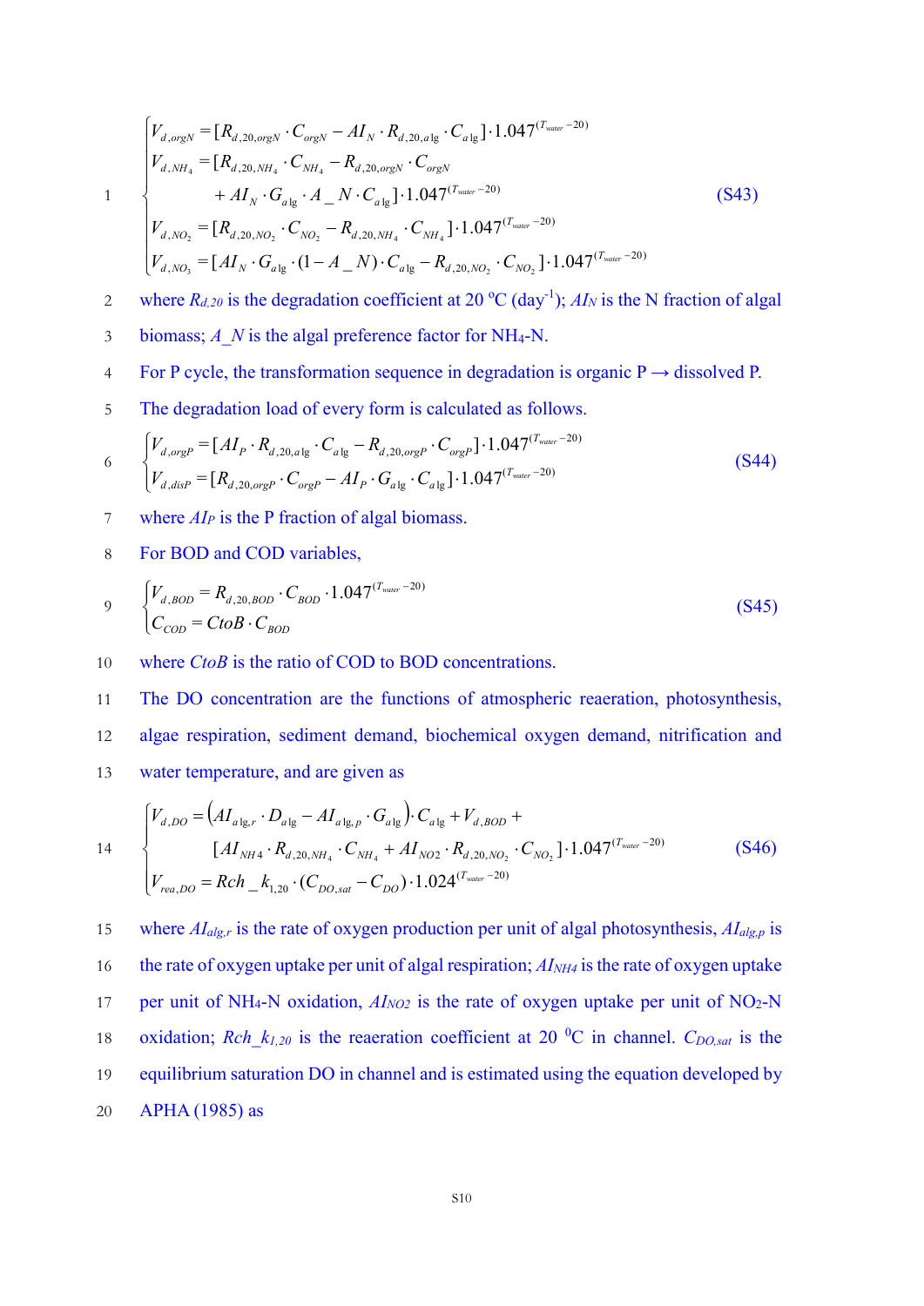$$
\begin{cases}
V_{d,orgN} = [R_{d,20,orgN} \cdot C_{orgN} - AI_N \cdot R_{d,20,a\lg} \cdot C_{a\lg}] \cdot 1.047^{(T_{water}-20)} \\
V_{d,NH_4} = [R_{d,20,NH_4} \cdot C_{NH_4} - R_{d,20,orgN} \cdot C_{orgN} \\
\quad + AI_N \cdot G_{a\lg} \cdot A\_N \cdot C_{a\lg}] \cdot 1.047^{(T_{water}-20)} \\
V_{d,NO_2} = [R_{d,20,NO_2} \cdot C_{NO_2} - R_{d,20,NH_4} \cdot C_{NH_4}] \cdot 1.047^{(T_{water}-20)} \\
V_{d,NO_3} = [AI_N \cdot G_{a\lg} \cdot (1 - A\_N) \cdot C_{a\lg} - R_{d,20,NO_2} \cdot C_{NO_2}] \cdot 1.047^{(T_{water}-20)}
\end{cases}
\quad \text{(S43)}
$$

where $R_{d,20}$ is the degradation coefficient at 20 °C (day$^{-1}$); $AI_N$ is the N fraction of algal biomass; $A\_N$ is the algal preference factor for $NH_4$-N.

For P cycle, the transformation sequence in degradation is organic P → dissolved P.

The degradation load of every form is calculated as follows.

$$
\begin{cases}
V_{d,orgP} = [AI_P \cdot R_{d,20,a\lg} \cdot C_{a\lg} - R_{d,20,orgP} \cdot C_{orgP}] \cdot 1.047^{(T_{water}-20)} \\
V_{d,disP} = [R_{d,20,orgP} \cdot C_{orgP} - AI_P \cdot G_{a\lg} \cdot C_{a\lg}] \cdot 1.047^{(T_{water}-20)}
\end{cases}
\quad \text{(S44)}
$$

where $AI_P$ is the P fraction of algal biomass.

For BOD and COD variables,

$$
\begin{cases}
V_{d,BOD} = R_{d,20,BOD} \cdot C_{BOD} \cdot 1.047^{(T_{water}-20)} \\
C_{COD} = CtoB \cdot C_{BOD}
\end{cases}
\quad \text{(S45)}
$$

where $CtoB$ is the ratio of COD to BOD concentrations.

The DO concentration are the functions of atmospheric reaeration, photosynthesis, algae respiration, sediment demand, biochemical oxygen demand, nitrification and water temperature, and are given as

$$
\begin{cases}
V_{d,DO} = \left(AI_{a\lg,r} \cdot D_{a\lg} - AI_{a\lg,p} \cdot G_{a\lg}\right) \cdot C_{a\lg} + V_{d,BOD} + \\
\quad [AI_{NH4} \cdot R_{d,20,NH_4} \cdot C_{NH_4} + AI_{NO2} \cdot R_{d,20,NO_2} \cdot C_{NO_2}] \cdot 1.047^{(T_{water}-20)} \\
V_{rea,DO} = Rch\_k_{1,20} \cdot (C_{DO,sat} - C_{DO}) \cdot 1.024^{(T_{water}-20)}
\end{cases}
\quad \text{(S46)}
$$

where $AI_{alg,r}$ is the rate of oxygen production per unit of algal photosynthesis, $AI_{alg,p}$ is the rate of oxygen uptake per unit of algal respiration; $AI_{NH4}$ is the rate of oxygen uptake per unit of $NH_4$-N oxidation, $AI_{NO2}$ is the rate of oxygen uptake per unit of $NO_2$-N oxidation; $Rch\_k_{1,20}$ is the reaeration coefficient at 20 $^0$C in channel. $C_{DO,sat}$ is the equilibrium saturation DO in channel and is estimated using the equation developed by APHA (1985) as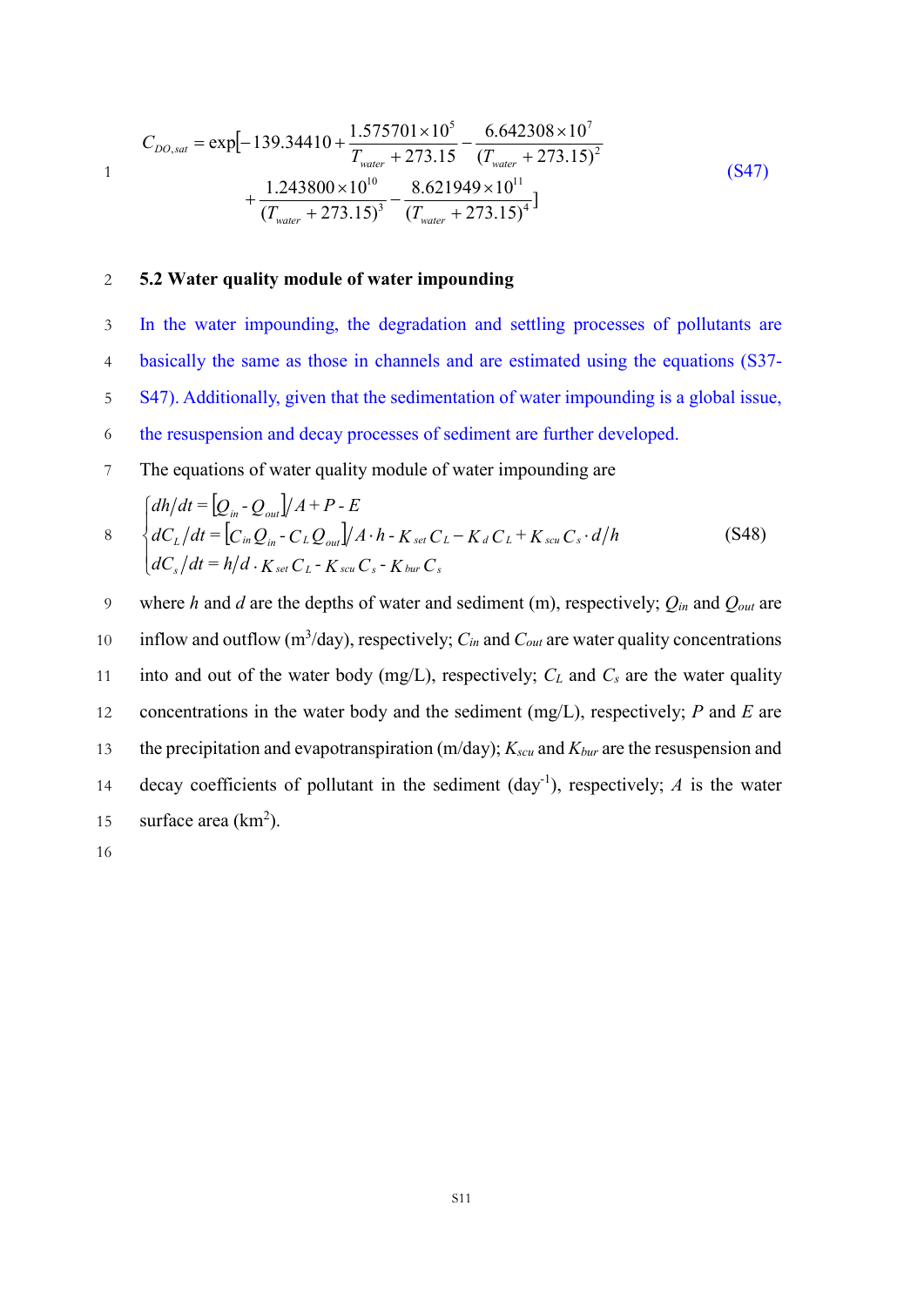$$C_{DO,sat} = \exp[-139.34410 + \frac{1.575701 \times 10^5}{T_{water} + 273.15} - \frac{6.642308 \times 10^7}{(T_{water} + 273.15)^2} + \frac{1.243800 \times 10^{10}}{(T_{water} + 273.15)^3} - \frac{8.621949 \times 10^{11}}{(T_{water} + 273.15)^4}] \quad \text{(S47)}$$

## 5.2 Water quality module of water impounding

In the water impounding, the degradation and settling processes of pollutants are basically the same as those in channels and are estimated using the equations (S37-S47). Additionally, given that the sedimentation of water impounding is a global issue, the resuspension and decay processes of sediment are further developed.

The equations of water quality module of water impounding are

$$\begin{cases} dh/dt = [Q_{in} - Q_{out}]/A + P - E \\ dC_L/dt = [C_{in} Q_{in} - C_L Q_{out}]/A \cdot h - K_{set} C_L - K_d C_L + K_{scu} C_s \cdot d/h \\ dC_s/dt = h/d \cdot K_{set} C_L - K_{scu} C_s - K_{bur} C_s \end{cases} \quad \text{(S48)}$$

where $h$ and $d$ are the depths of water and sediment (m), respectively; $Q_{in}$ and $Q_{out}$ are inflow and outflow (m$^3$/day), respectively; $C_{in}$ and $C_{out}$ are water quality concentrations into and out of the water body (mg/L), respectively; $C_L$ and $C_s$ are the water quality concentrations in the water body and the sediment (mg/L), respectively; $P$ and $E$ are the precipitation and evapotranspiration (m/day); $K_{scu}$ and $K_{bur}$ are the resuspension and decay coefficients of pollutant in the sediment (day$^{-1}$), respectively; $A$ is the water surface area (km$^2$).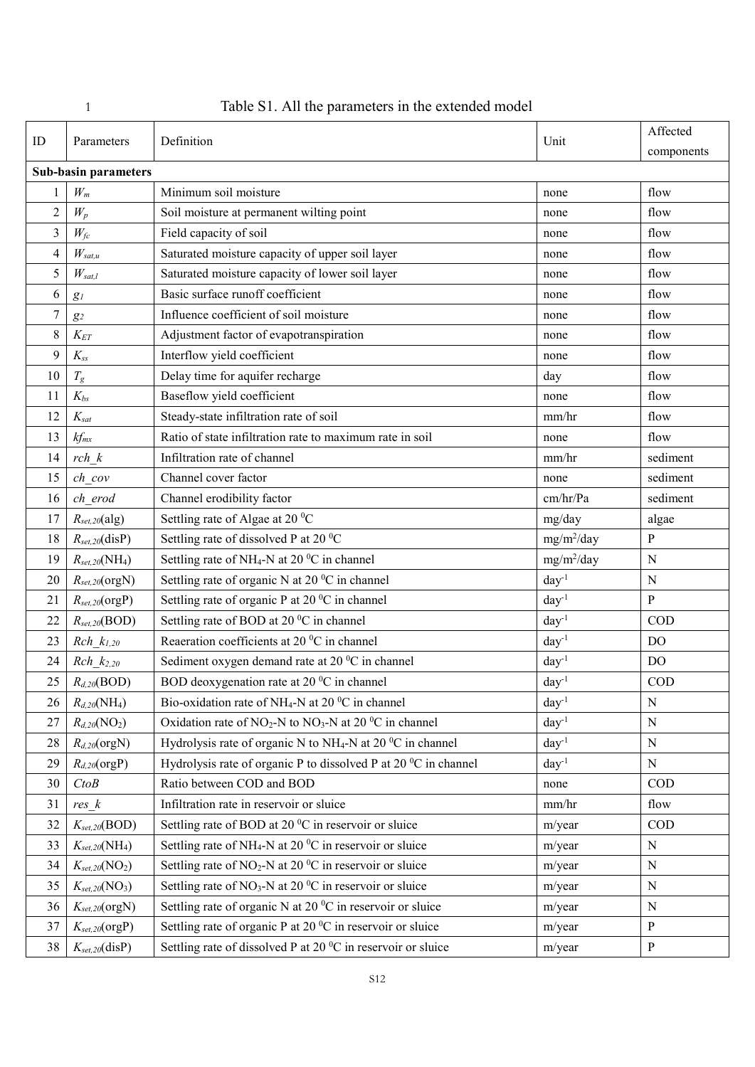Table S1. All the parameters in the extended model

| ID | Parameters | Definition | Unit | Affected components |
|---|---|---|---|---|
| **Sub-basin parameters** | | | | |
| 1 | $W_m$ | Minimum soil moisture | none | flow |
| 2 | $W_p$ | Soil moisture at permanent wilting point | none | flow |
| 3 | $W_{fc}$ | Field capacity of soil | none | flow |
| 4 | $W_{sat,u}$ | Saturated moisture capacity of upper soil layer | none | flow |
| 5 | $W_{sat,l}$ | Saturated moisture capacity of lower soil layer | none | flow |
| 6 | $g_1$ | Basic surface runoff coefficient | none | flow |
| 7 | $g_2$ | Influence coefficient of soil moisture | none | flow |
| 8 | $K_{ET}$ | Adjustment factor of evapotranspiration | none | flow |
| 9 | $K_{ss}$ | Interflow yield coefficient | none | flow |
| 10 | $T_g$ | Delay time for aquifer recharge | day | flow |
| 11 | $K_{bs}$ | Baseflow yield coefficient | none | flow |
| 12 | $K_{sat}$ | Steady-state infiltration rate of soil | mm/hr | flow |
| 13 | $kf_{mx}$ | Ratio of state infiltration rate to maximum rate in soil | none | flow |
| 14 | *rch_k* | Infiltration rate of channel | mm/hr | sediment |
| 15 | *ch_cov* | Channel cover factor | none | sediment |
| 16 | *ch_erod* | Channel erodibility factor | cm/hr/Pa | sediment |
| 17 | $R_{set,20}$(alg) | Settling rate of Algae at 20 $^0$C | mg/day | algae |
| 18 | $R_{set,20}$(disP) | Settling rate of dissolved P at 20 $^0$C | mg/m$^2$/day | P |
| 19 | $R_{set,20}$($NH_4$) | Settling rate of $NH_4$-N at 20 $^0$C in channel | mg/m$^2$/day | N |
| 20 | $R_{set,20}$(orgN) | Settling rate of organic N at 20 $^0$C in channel | day$^{-1}$ | N |
| 21 | $R_{set,20}$(orgP) | Settling rate of organic P at 20 $^0$C in channel | day$^{-1}$ | P |
| 22 | $R_{set,20}$(BOD) | Settling rate of BOD at 20 $^0$C in channel | day$^{-1}$ | COD |
| 23 | $Rch\_k_{1,20}$ | Reaeration coefficients at 20 $^0$C in channel | day$^{-1}$ | DO |
| 24 | $Rch\_k_{2,20}$ | Sediment oxygen demand rate at 20 $^0$C in channel | day$^{-1}$ | DO |
| 25 | $R_{d,20}$(BOD) | BOD deoxygenation rate at 20 $^0$C in channel | day$^{-1}$ | COD |
| 26 | $R_{d,20}$($NH_4$) | Bio-oxidation rate of $NH_4$-N at 20 $^0$C in channel | day$^{-1}$ | N |
| 27 | $R_{d,20}$($NO_2$) | Oxidation rate of $NO_2$-N to $NO_3$-N at 20 $^0$C in channel | day$^{-1}$ | N |
| 28 | $R_{d,20}$(orgN) | Hydrolysis rate of organic N to $NH_4$-N at 20 $^0$C in channel | day$^{-1}$ | N |
| 29 | $R_{d,20}$(orgP) | Hydrolysis rate of organic P to dissolved P at 20 $^0$C in channel | day$^{-1}$ | N |
| 30 | *CtoB* | Ratio between COD and BOD | none | COD |
| 31 | *res_k* | Infiltration rate in reservoir or sluice | mm/hr | flow |
| 32 | $K_{set,20}$(BOD) | Settling rate of BOD at 20 $^0$C in reservoir or sluice | m/year | COD |
| 33 | $K_{set,20}$($NH_4$) | Settling rate of $NH_4$-N at 20 $^0$C in reservoir or sluice | m/year | N |
| 34 | $K_{set,20}$($NO_2$) | Settling rate of $NO_2$-N at 20 $^0$C in reservoir or sluice | m/year | N |
| 35 | $K_{set,20}$($NO_3$) | Settling rate of $NO_3$-N at 20 $^0$C in reservoir or sluice | m/year | N |
| 36 | $K_{set,20}$(orgN) | Settling rate of organic N at 20 $^0$C in reservoir or sluice | m/year | N |
| 37 | $K_{set,20}$(orgP) | Settling rate of organic P at 20 $^0$C in reservoir or sluice | m/year | P |
| 38 | $K_{set,20}$(disP) | Settling rate of dissolved P at 20 $^0$C in reservoir or sluice | m/year | P |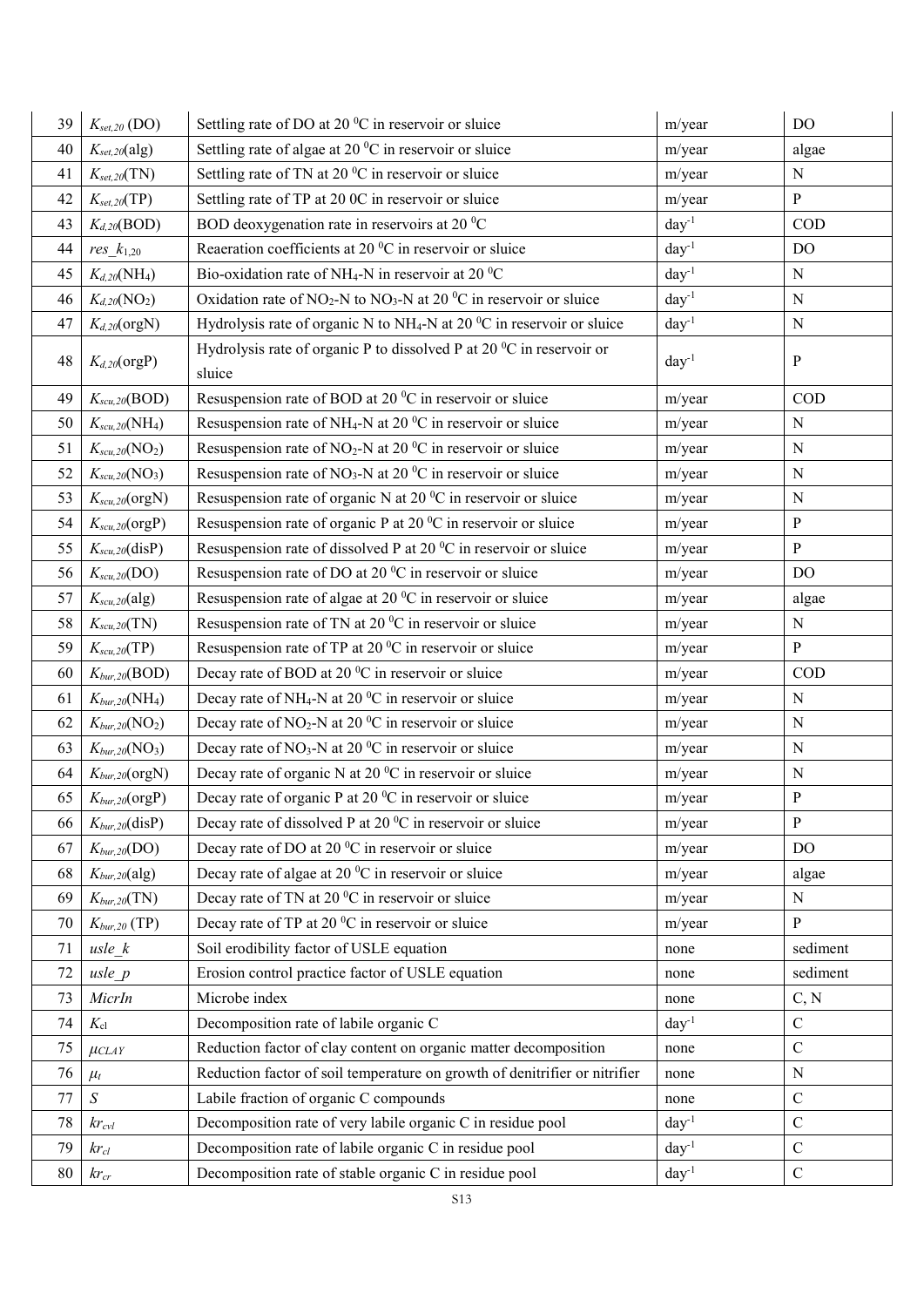| 39 | $K_{set,20}$ (DO) | Settling rate of DO at 20 $^0$C in reservoir or sluice | m/year | DO |
|---|---|---|---|---|
| 40 | $K_{set,20}$(alg) | Settling rate of algae at 20 $^0$C in reservoir or sluice | m/year | algae |
| 41 | $K_{set,20}$(TN) | Settling rate of TN at 20 $^0$C in reservoir or sluice | m/year | N |
| 42 | $K_{set,20}$(TP) | Settling rate of TP at 20 0C in reservoir or sluice | m/year | P |
| 43 | $K_{d,20}$(BOD) | BOD deoxygenation rate in reservoirs at 20 $^0$C | day$^{-1}$ | COD |
| 44 | $res\_k_{1,20}$ | Reaeration coefficients at 20 $^0$C in reservoir or sluice | day$^{-1}$ | DO |
| 45 | $K_{d,20}$($NH_4$) | Bio-oxidation rate of $NH_4$-N in reservoir at 20 $^0$C | day$^{-1}$ | N |
| 46 | $K_{d,20}$($NO_2$) | Oxidation rate of $NO_2$-N to $NO_3$-N at 20 $^0$C in reservoir or sluice | day$^{-1}$ | N |
| 47 | $K_{d,20}$(orgN) | Hydrolysis rate of organic N to $NH_4$-N at 20 $^0$C in reservoir or sluice | day$^{-1}$ | N |
| 48 | $K_{d,20}$(orgP) | Hydrolysis rate of organic P to dissolved P at 20 $^0$C in reservoir or sluice | day$^{-1}$ | P |
| 49 | $K_{scu,20}$(BOD) | Resuspension rate of BOD at 20 $^0$C in reservoir or sluice | m/year | COD |
| 50 | $K_{scu,20}$($NH_4$) | Resuspension rate of $NH_4$-N at 20 $^0$C in reservoir or sluice | m/year | N |
| 51 | $K_{scu,20}$($NO_2$) | Resuspension rate of $NO_2$-N at 20 $^0$C in reservoir or sluice | m/year | N |
| 52 | $K_{scu,20}$($NO_3$) | Resuspension rate of $NO_3$-N at 20 $^0$C in reservoir or sluice | m/year | N |
| 53 | $K_{scu,20}$(orgN) | Resuspension rate of organic N at 20 $^0$C in reservoir or sluice | m/year | N |
| 54 | $K_{scu,20}$(orgP) | Resuspension rate of organic P at 20 $^0$C in reservoir or sluice | m/year | P |
| 55 | $K_{scu,20}$(disP) | Resuspension rate of dissolved P at 20 $^0$C in reservoir or sluice | m/year | P |
| 56 | $K_{scu,20}$(DO) | Resuspension rate of DO at 20 $^0$C in reservoir or sluice | m/year | DO |
| 57 | $K_{scu,20}$(alg) | Resuspension rate of algae at 20 $^0$C in reservoir or sluice | m/year | algae |
| 58 | $K_{scu,20}$(TN) | Resuspension rate of TN at 20 $^0$C in reservoir or sluice | m/year | N |
| 59 | $K_{scu,20}$(TP) | Resuspension rate of TP at 20 $^0$C in reservoir or sluice | m/year | P |
| 60 | $K_{bur,20}$(BOD) | Decay rate of BOD at 20 $^0$C in reservoir or sluice | m/year | COD |
| 61 | $K_{bur,20}$($NH_4$) | Decay rate of $NH_4$-N at 20 $^0$C in reservoir or sluice | m/year | N |
| 62 | $K_{bur,20}$($NO_2$) | Decay rate of $NO_2$-N at 20 $^0$C in reservoir or sluice | m/year | N |
| 63 | $K_{bur,20}$($NO_3$) | Decay rate of $NO_3$-N at 20 $^0$C in reservoir or sluice | m/year | N |
| 64 | $K_{bur,20}$(orgN) | Decay rate of organic N at 20 $^0$C in reservoir or sluice | m/year | N |
| 65 | $K_{bur,20}$(orgP) | Decay rate of organic P at 20 $^0$C in reservoir or sluice | m/year | P |
| 66 | $K_{bur,20}$(disP) | Decay rate of dissolved P at 20 $^0$C in reservoir or sluice | m/year | P |
| 67 | $K_{bur,20}$(DO) | Decay rate of DO at 20 $^0$C in reservoir or sluice | m/year | DO |
| 68 | $K_{bur,20}$(alg) | Decay rate of algae at 20 $^0$C in reservoir or sluice | m/year | algae |
| 69 | $K_{bur,20}$(TN) | Decay rate of TN at 20 $^0$C in reservoir or sluice | m/year | N |
| 70 | $K_{bur,20}$ (TP) | Decay rate of TP at 20 $^0$C in reservoir or sluice | m/year | P |
| 71 | $usle\_k$ | Soil erodibility factor of USLE equation | none | sediment |
| 72 | $usle\_p$ | Erosion control practice factor of USLE equation | none | sediment |
| 73 | $MicrIn$ | Microbe index | none | C, N |
| 74 | $K_{cl}$ | Decomposition rate of labile organic C | day$^{-1}$ | C |
| 75 | $\mu_{CLAY}$ | Reduction factor of clay content on organic matter decomposition | none | C |
| 76 | $\mu_t$ | Reduction factor of soil temperature on growth of denitrifier or nitrifier | none | N |
| 77 | $S$ | Labile fraction of organic C compounds | none | C |
| 78 | $kr_{cvl}$ | Decomposition rate of very labile organic C in residue pool | day$^{-1}$ | C |
| 79 | $kr_{cl}$ | Decomposition rate of labile organic C in residue pool | day$^{-1}$ | C |
| 80 | $kr_{cr}$ | Decomposition rate of stable organic C in residue pool | day$^{-1}$ | C |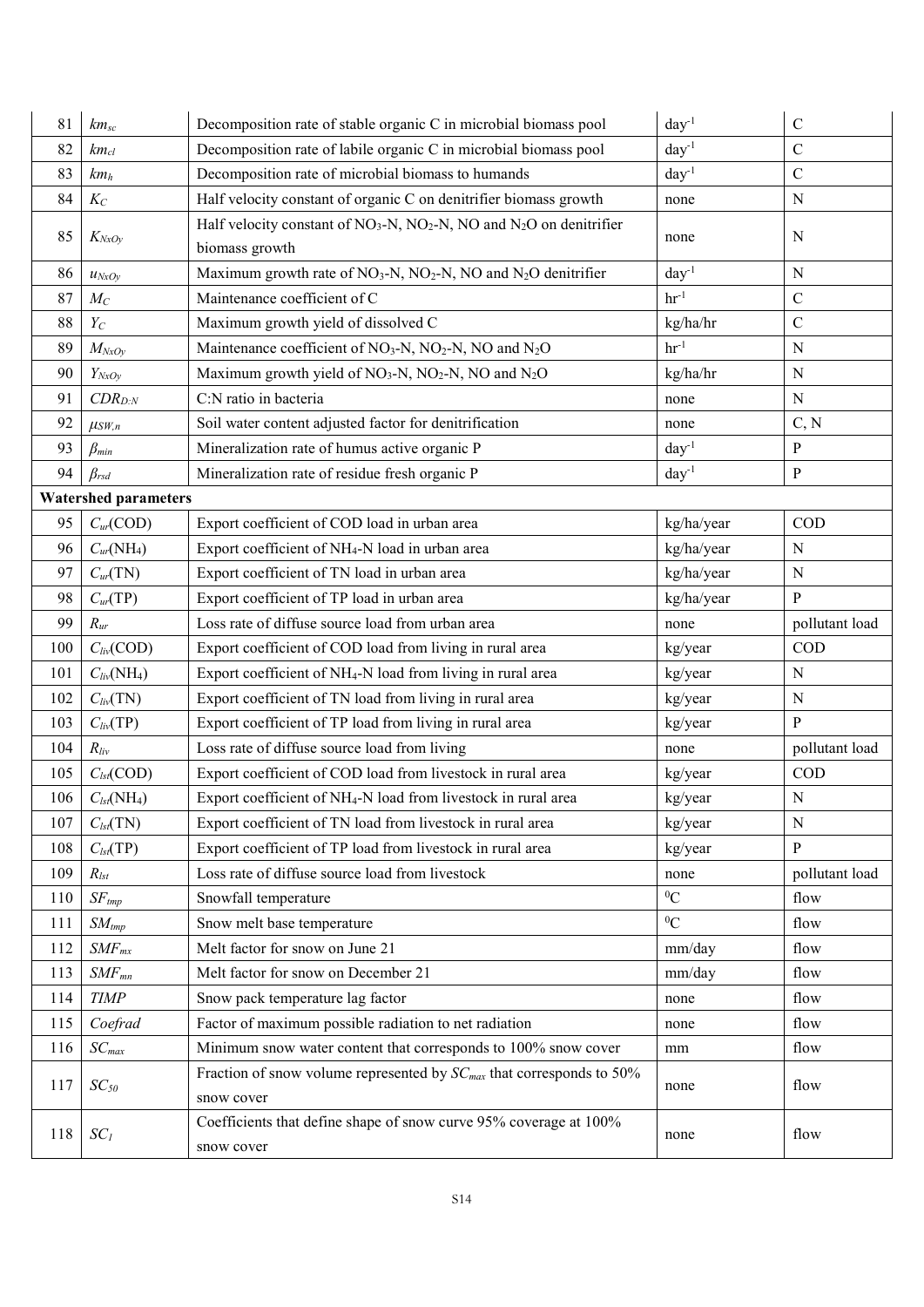| 81 | $km_{sc}$ | Decomposition rate of stable organic C in microbial biomass pool | $day^{-1}$ | C |
|---|---|---|---|---|
| 82 | $km_{cl}$ | Decomposition rate of labile organic C in microbial biomass pool | $day^{-1}$ | C |
| 83 | $km_h$ | Decomposition rate of microbial biomass to humands | $day^{-1}$ | C |
| 84 | $K_C$ | Half velocity constant of organic C on denitrifier biomass growth | none | N |
| 85 | $K_{NxOy}$ | Half velocity constant of $NO_3$-N, $NO_2$-N, NO and $N_2O$ on denitrifier biomass growth | none | N |
| 86 | $u_{NxOy}$ | Maximum growth rate of $NO_3$-N, $NO_2$-N, NO and $N_2O$ denitrifier | $day^{-1}$ | N |
| 87 | $M_C$ | Maintenance coefficient of C | $hr^{-1}$ | C |
| 88 | $Y_C$ | Maximum growth yield of dissolved C | kg/ha/hr | C |
| 89 | $M_{NxOy}$ | Maintenance coefficient of $NO_3$-N, $NO_2$-N, NO and $N_2O$ | $hr^{-1}$ | N |
| 90 | $Y_{NxOy}$ | Maximum growth yield of $NO_3$-N, $NO_2$-N, NO and $N_2O$ | kg/ha/hr | N |
| 91 | $CDR_{D:N}$ | C:N ratio in bacteria | none | N |
| 92 | $\mu_{SW,n}$ | Soil water content adjusted factor for denitrification | none | C, N |
| 93 | $\beta_{min}$ | Mineralization rate of humus active organic P | $day^{-1}$ | P |
| 94 | $\beta_{rsd}$ | Mineralization rate of residue fresh organic P | $day^{-1}$ | P |
| **Watershed parameters** | | | | |
| 95 | $C_{ur}$(COD) | Export coefficient of COD load in urban area | kg/ha/year | COD |
| 96 | $C_{ur}$($NH_4$) | Export coefficient of $NH_4$-N load in urban area | kg/ha/year | N |
| 97 | $C_{ur}$(TN) | Export coefficient of TN load in urban area | kg/ha/year | N |
| 98 | $C_{ur}$(TP) | Export coefficient of TP load in urban area | kg/ha/year | P |
| 99 | $R_{ur}$ | Loss rate of diffuse source load from urban area | none | pollutant load |
| 100 | $C_{liv}$(COD) | Export coefficient of COD load from living in rural area | kg/year | COD |
| 101 | $C_{liv}$($NH_4$) | Export coefficient of $NH_4$-N load from living in rural area | kg/year | N |
| 102 | $C_{liv}$(TN) | Export coefficient of TN load from living in rural area | kg/year | N |
| 103 | $C_{liv}$(TP) | Export coefficient of TP load from living in rural area | kg/year | P |
| 104 | $R_{liv}$ | Loss rate of diffuse source load from living | none | pollutant load |
| 105 | $C_{lst}$(COD) | Export coefficient of COD load from livestock in rural area | kg/year | COD |
| 106 | $C_{lst}$($NH_4$) | Export coefficient of $NH_4$-N load from livestock in rural area | kg/year | N |
| 107 | $C_{lst}$(TN) | Export coefficient of TN load from livestock in rural area | kg/year | N |
| 108 | $C_{lst}$(TP) | Export coefficient of TP load from livestock in rural area | kg/year | P |
| 109 | $R_{lst}$ | Loss rate of diffuse source load from livestock | none | pollutant load |
| 110 | $SF_{tmp}$ | Snowfall temperature | $^0C$ | flow |
| 111 | $SM_{tmp}$ | Snow melt base temperature | $^0C$ | flow |
| 112 | $SMF_{mx}$ | Melt factor for snow on June 21 | mm/day | flow |
| 113 | $SMF_{mn}$ | Melt factor for snow on December 21 | mm/day | flow |
| 114 | $TIMP$ | Snow pack temperature lag factor | none | flow |
| 115 | $Coefrad$ | Factor of maximum possible radiation to net radiation | none | flow |
| 116 | $SC_{max}$ | Minimum snow water content that corresponds to 100% snow cover | mm | flow |
| 117 | $SC_{50}$ | Fraction of snow volume represented by $SC_{max}$ that corresponds to 50% snow cover | none | flow |
| 118 | $SC_1$ | Coefficients that define shape of snow curve 95% coverage at 100% snow cover | none | flow |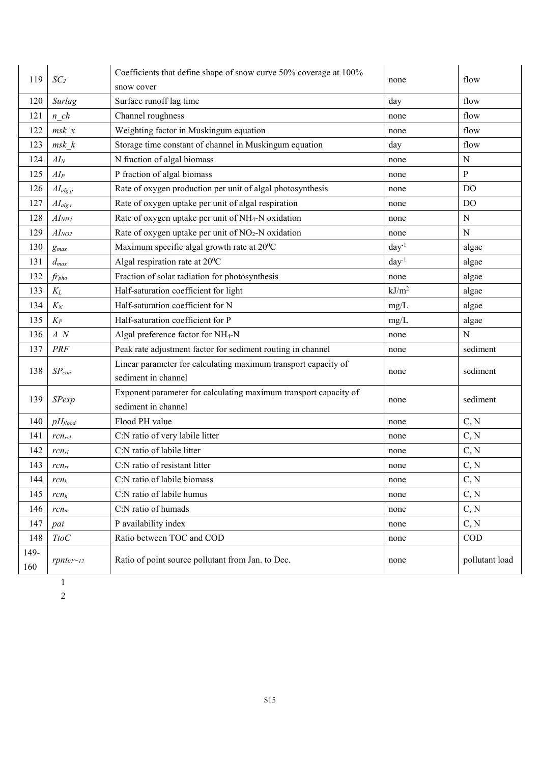| 119 | $SC_2$ | Coefficients that define shape of snow curve 50% coverage at 100% snow cover | none | flow |
|---|---|---|---|---|
| 120 | *Surlag* | Surface runoff lag time | day | flow |
| 121 | *n_ch* | Channel roughness | none | flow |
| 122 | *msk_x* | Weighting factor in Muskingum equation | none | flow |
| 123 | *msk_k* | Storage time constant of channel in Muskingum equation | day | flow |
| 124 | $AI_N$ | N fraction of algal biomass | none | N |
| 125 | $AI_P$ | P fraction of algal biomass | none | P |
| 126 | $AI_{alg,p}$ | Rate of oxygen production per unit of algal photosynthesis | none | DO |
| 127 | $AI_{alg,r}$ | Rate of oxygen uptake per unit of algal respiration | none | DO |
| 128 | $AI_{NH4}$ | Rate of oxygen uptake per unit of $NH_4$-N oxidation | none | N |
| 129 | $AI_{NO2}$ | Rate of oxygen uptake per unit of $NO_2$-N oxidation | none | N |
| 130 | $g_{max}$ | Maximum specific algal growth rate at $20^0$C | $day^{-1}$ | algae |
| 131 | $d_{max}$ | Algal respiration rate at $20^0$C | $day^{-1}$ | algae |
| 132 | $fr_{pho}$ | Fraction of solar radiation for photosynthesis | none | algae |
| 133 | $K_L$ | Half-saturation coefficient for light | $kJ/m^2$ | algae |
| 134 | $K_N$ | Half-saturation coefficient for N | mg/L | algae |
| 135 | $K_P$ | Half-saturation coefficient for P | mg/L | algae |
| 136 | *A_N* | Algal preference factor for $NH_4$-N | none | N |
| 137 | *PRF* | Peak rate adjustment factor for sediment routing in channel | none | sediment |
| 138 | $SP_{con}$ | Linear parameter for calculating maximum transport capacity of sediment in channel | none | sediment |
| 139 | *SPexp* | Exponent parameter for calculating maximum transport capacity of sediment in channel | none | sediment |
| 140 | $pH_{flood}$ | Flood PH value | none | C, N |
| 141 | $rcn_{rvl}$ | C:N ratio of very labile litter | none | C, N |
| 142 | $rcn_{rl}$ | C:N ratio of labile litter | none | C, N |
| 143 | $rcn_{rr}$ | C:N ratio of resistant litter | none | C, N |
| 144 | $rcn_b$ | C:N ratio of labile biomass | none | C, N |
| 145 | $rcn_h$ | C:N ratio of labile humus | none | C, N |
| 146 | $rcn_m$ | C:N ratio of humads | none | C, N |
| 147 | *pai* | P availability index | none | C, N |
| 148 | *TtoC* | Ratio between TOC and COD | none | COD |
| 149-160 | $rpnt_{01\sim12}$ | Ratio of point source pollutant from Jan. to Dec. | none | pollutant load |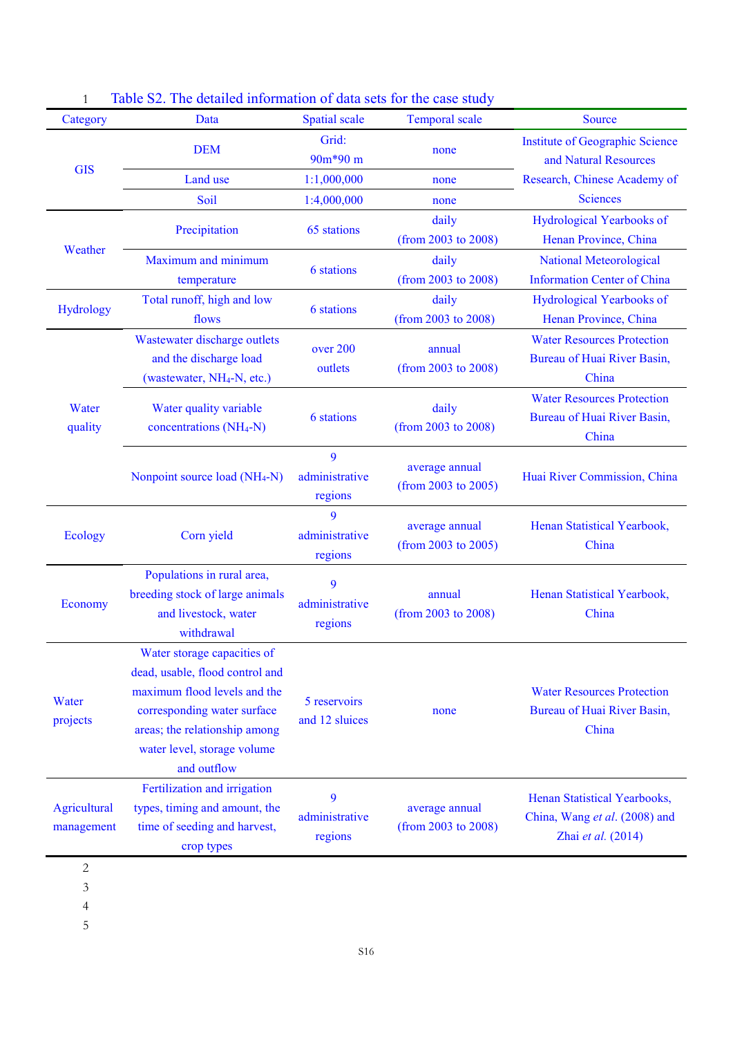Table S2. The detailed information of data sets for the case study

| Category | Data | Spatial scale | Temporal scale | Source |
|---|---|---|---|---|
| GIS | DEM | Grid: 90m*90 m | none | Institute of Geographic Science and Natural Resources Research, Chinese Academy of Sciences |
| | Land use | 1:1,000,000 | none | |
| | Soil | 1:4,000,000 | none | |
| Weather | Precipitation | 65 stations | daily (from 2003 to 2008) | Hydrological Yearbooks of Henan Province, China |
| | Maximum and minimum temperature | 6 stations | daily (from 2003 to 2008) | National Meteorological Information Center of China |
| Hydrology | Total runoff, high and low flows | 6 stations | daily (from 2003 to 2008) | Hydrological Yearbooks of Henan Province, China |
| Water quality | Wastewater discharge outlets and the discharge load (wastewater, $NH_4$-N, etc.) | over 200 outlets | annual (from 2003 to 2008) | Water Resources Protection Bureau of Huai River Basin, China |
| | Water quality variable concentrations ($NH_4$-N) | 6 stations | daily (from 2003 to 2008) | Water Resources Protection Bureau of Huai River Basin, China |
| | Nonpoint source load ($NH_4$-N) | 9 administrative regions | average annual (from 2003 to 2005) | Huai River Commission, China |
| Ecology | Corn yield | 9 administrative regions | average annual (from 2003 to 2005) | Henan Statistical Yearbook, China |
| Economy | Populations in rural area, breeding stock of large animals and livestock, water withdrawal | 9 administrative regions | annual (from 2003 to 2008) | Henan Statistical Yearbook, China |
| Water projects | Water storage capacities of dead, usable, flood control and maximum flood levels and the corresponding water surface areas; the relationship among water level, storage volume and outflow | 5 reservoirs and 12 sluices | none | Water Resources Protection Bureau of Huai River Basin, China |
| Agricultural management | Fertilization and irrigation types, timing and amount, the time of seeding and harvest, crop types | 9 administrative regions | average annual (from 2003 to 2008) | Henan Statistical Yearbooks, China, Wang *et al*. (2008) and Zhai *et al.* (2014) |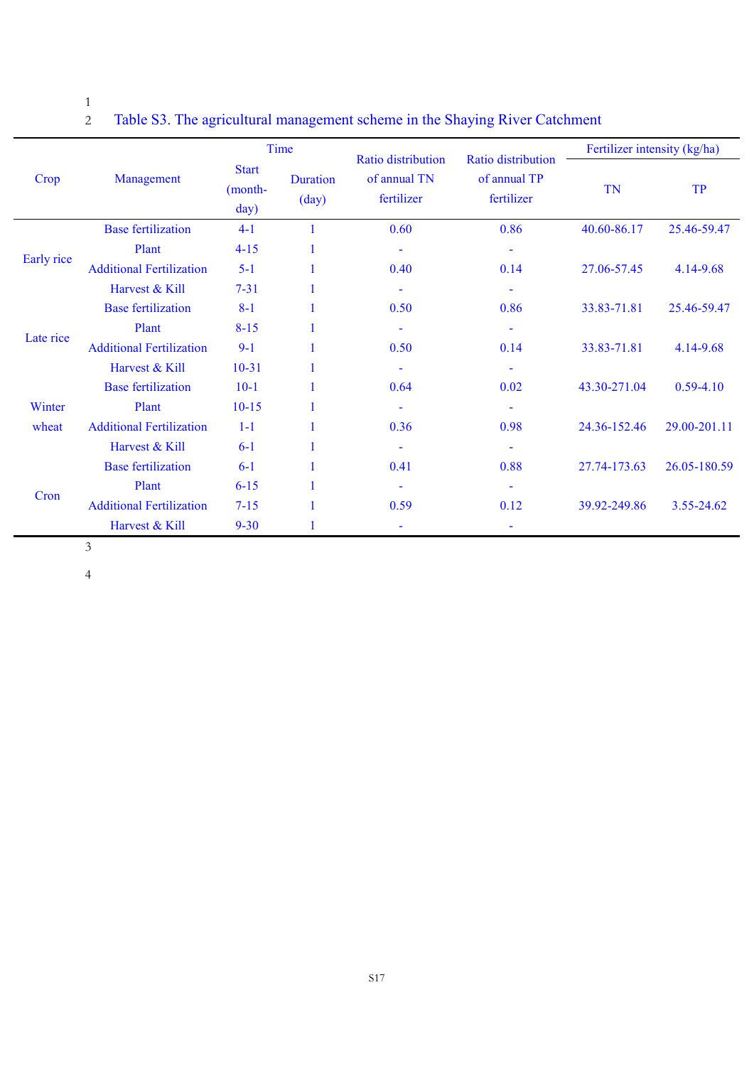Table S3. The agricultural management scheme in the Shaying River Catchment

| Crop | Management | Time | | Ratio distribution of annual TN fertilizer | Ratio distribution of annual TP fertilizer | Fertilizer intensity (kg/ha) | |
|---|---|---|---|---|---|---|---|
| | | Start (month-day) | Duration (day) | | | TN | TP |
| Early rice | Base fertilization | 4-1 | 1 | 0.60 | 0.86 | 40.60-86.17 | 25.46-59.47 |
| | Plant | 4-15 | 1 | - | - | | |
| | Additional Fertilization | 5-1 | 1 | 0.40 | 0.14 | 27.06-57.45 | 4.14-9.68 |
| | Harvest & Kill | 7-31 | 1 | - | - | | |
| Late rice | Base fertilization | 8-1 | 1 | 0.50 | 0.86 | 33.83-71.81 | 25.46-59.47 |
| | Plant | 8-15 | 1 | - | - | | |
| | Additional Fertilization | 9-1 | 1 | 0.50 | 0.14 | 33.83-71.81 | 4.14-9.68 |
| | Harvest & Kill | 10-31 | 1 | - | - | | |
| Winter wheat | Base fertilization | 10-1 | 1 | 0.64 | 0.02 | 43.30-271.04 | 0.59-4.10 |
| | Plant | 10-15 | 1 | - | - | | |
| | Additional Fertilization | 1-1 | 1 | 0.36 | 0.98 | 24.36-152.46 | 29.00-201.11 |
| | Harvest & Kill | 6-1 | 1 | - | - | | |
| Cron | Base fertilization | 6-1 | 1 | 0.41 | 0.88 | 27.74-173.63 | 26.05-180.59 |
| | Plant | 6-15 | 1 | - | - | | |
| | Additional Fertilization | 7-15 | 1 | 0.59 | 0.12 | 39.92-249.86 | 3.55-24.62 |
| | Harvest & Kill | 9-30 | 1 | - | - | | |